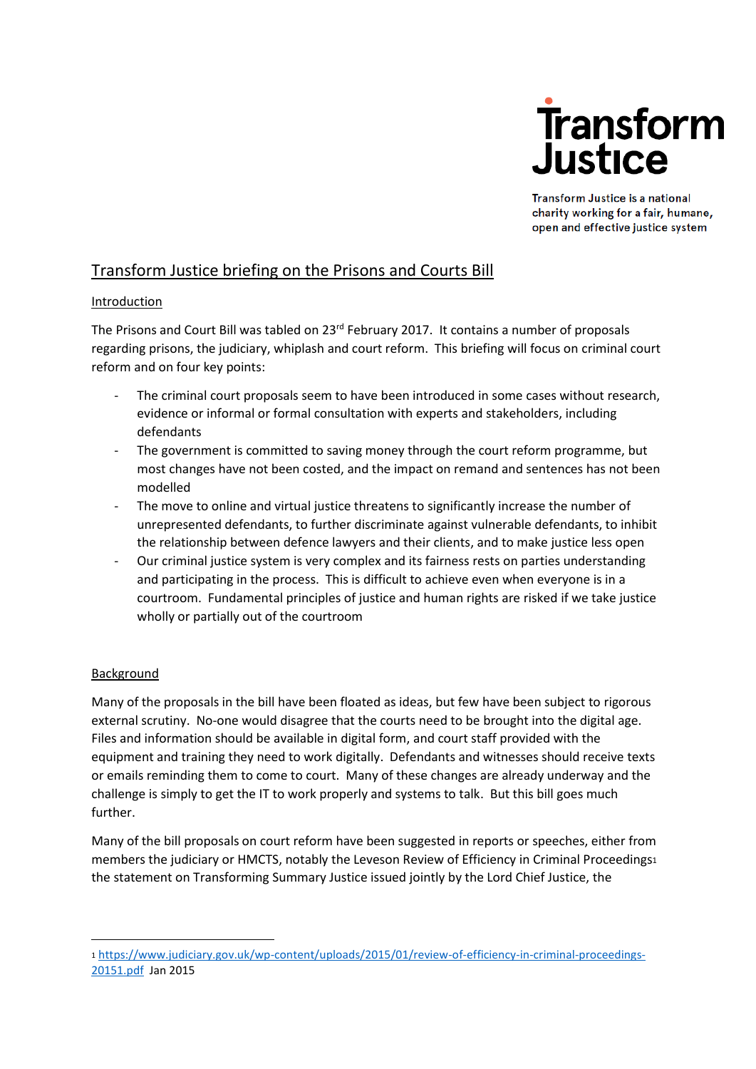**Transform Justice**

Transform Justice is a national charity working for a fair, humane, open and effective justice system

# Transform Justice briefing on the Prisons and Courts Bill

## Introduction

The Prisons and Court Bill was tabled on 23rd February 2017. It contains a number of proposals regarding prisons, the judiciary, whiplash and court reform. This briefing will focus on criminal court reform and on four key points:

- The criminal court proposals seem to have been introduced in some cases without research, evidence or informal or formal consultation with experts and stakeholders, including defendants
- The government is committed to saving money through the court reform programme, but most changes have not been costed, and the impact on remand and sentences has not been modelled
- The move to online and virtual justice threatens to significantly increase the number of unrepresented defendants, to further discriminate against vulnerable defendants, to inhibit the relationship between defence lawyers and their clients, and to make justice less open
- Our criminal justice system is very complex and its fairness rests on parties understanding and participating in the process. This is difficult to achieve even when everyone is in a courtroom. Fundamental principles of justice and human rights are risked if we take justice wholly or partially out of the courtroom

## Background

Many of the proposals in the bill have been floated as ideas, but few have been subject to rigorous external scrutiny. No-one would disagree that the courts need to be brought into the digital age. Files and information should be available in digital form, and court staff provided with the equipment and training they need to work digitally. Defendants and witnesses should receive texts or emails reminding them to come to court. Many of these changes are already underway and the challenge is simply to get the IT to work properly and systems to talk. But this bill goes much further.

Many of the bill proposals on court reform have been suggested in reports or speeches, either from members the judiciary or HMCTS, notably the Leveson Review of Efficiency in Criminal Proceedings[1] the statement on Transforming Summary Justice issued jointly by the Lord Chief Justice, the

---

[1] https://www.judiciary.gov.uk/wp-content/uploads/2015/01/review-of-efficiency-in-criminal-proceedings-20151.pdf Jan 2015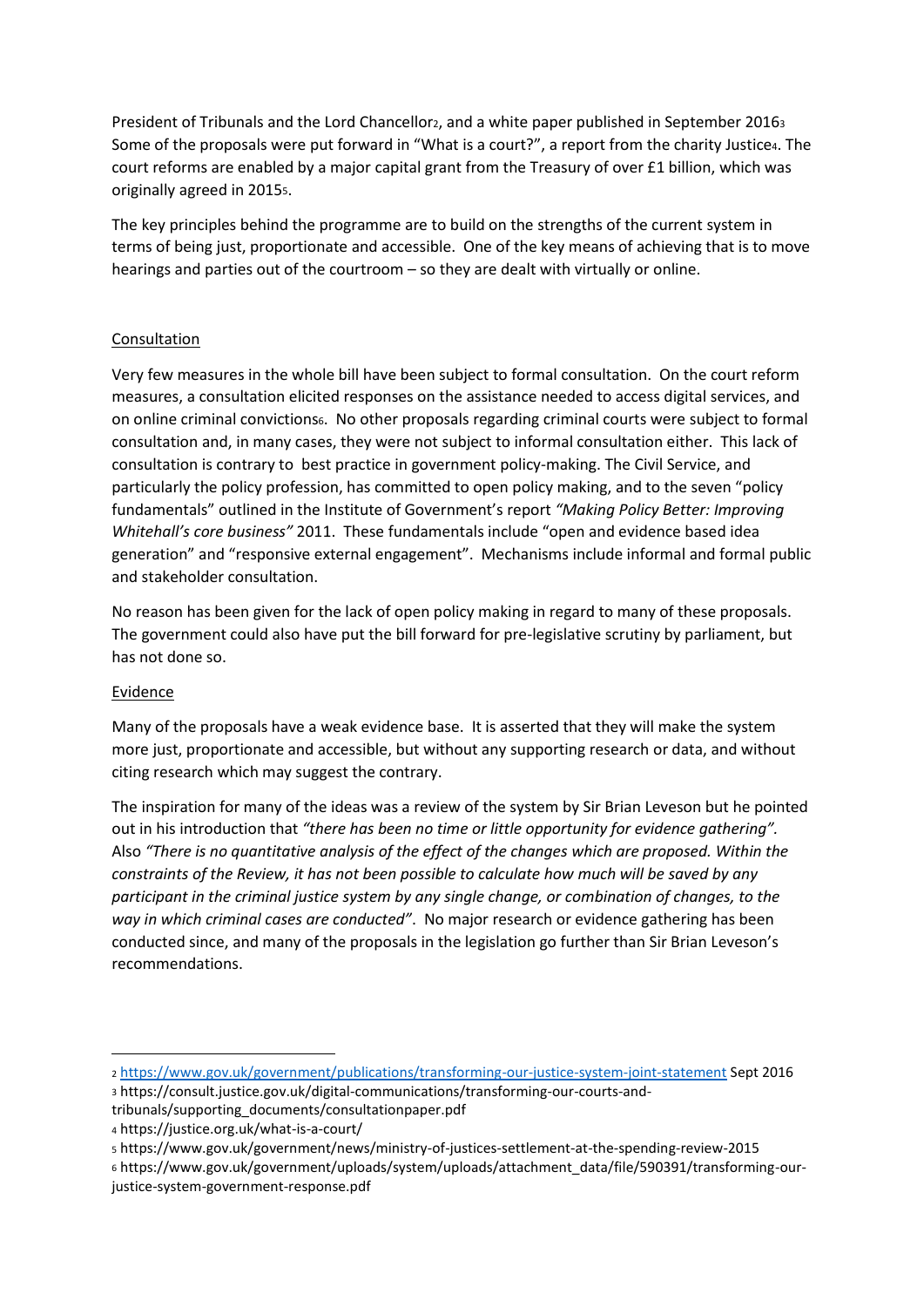President of Tribunals and the Lord Chancellor[2], and a white paper published in September 2016[3] Some of the proposals were put forward in "What is a court?", a report from the charity Justice[4]. The court reforms are enabled by a major capital grant from the Treasury of over £1 billion, which was originally agreed in 2015[5].

The key principles behind the programme are to build on the strengths of the current system in terms of being just, proportionate and accessible. One of the key means of achieving that is to move hearings and parties out of the courtroom – so they are dealt with virtually or online.

## Consultation

Very few measures in the whole bill have been subject to formal consultation. On the court reform measures, a consultation elicited responses on the assistance needed to access digital services, and on online criminal convictions[6]. No other proposals regarding criminal courts were subject to formal consultation and, in many cases, they were not subject to informal consultation either. This lack of consultation is contrary to best practice in government policy-making. The Civil Service, and particularly the policy profession, has committed to open policy making, and to the seven "policy fundamentals" outlined in the Institute of Government's report *"Making Policy Better: Improving Whitehall's core business"* 2011. These fundamentals include "open and evidence based idea generation" and "responsive external engagement". Mechanisms include informal and formal public and stakeholder consultation.

No reason has been given for the lack of open policy making in regard to many of these proposals. The government could also have put the bill forward for pre-legislative scrutiny by parliament, but has not done so.

## Evidence

Many of the proposals have a weak evidence base. It is asserted that they will make the system more just, proportionate and accessible, but without any supporting research or data, and without citing research which may suggest the contrary.

The inspiration for many of the ideas was a review of the system by Sir Brian Leveson but he pointed out in his introduction that *"there has been no time or little opportunity for evidence gathering"*. Also *"There is no quantitative analysis of the effect of the changes which are proposed. Within the constraints of the Review, it has not been possible to calculate how much will be saved by any participant in the criminal justice system by any single change, or combination of changes, to the way in which criminal cases are conducted"*. No major research or evidence gathering has been conducted since, and many of the proposals in the legislation go further than Sir Brian Leveson's recommendations.

---

[2] https://www.gov.uk/government/publications/transforming-our-justice-system-joint-statement Sept 2016

[3] https://consult.justice.gov.uk/digital-communications/transforming-our-courts-and-tribunals/supporting_documents/consultationpaper.pdf

[4] https://justice.org.uk/what-is-a-court/

[5] https://www.gov.uk/government/news/ministry-of-justices-settlement-at-the-spending-review-2015

[6] https://www.gov.uk/government/uploads/system/uploads/attachment_data/file/590391/transforming-our-justice-system-government-response.pdf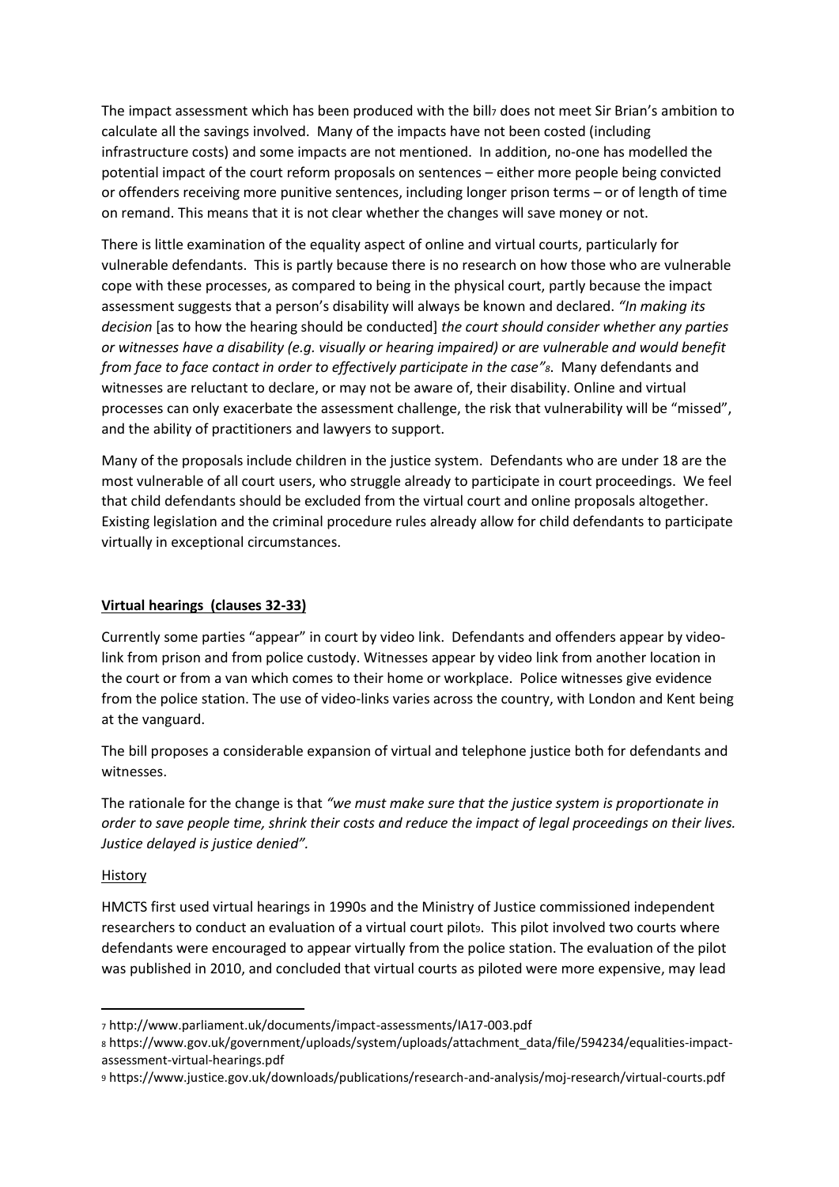The impact assessment which has been produced with the bill[7] does not meet Sir Brian's ambition to calculate all the savings involved. Many of the impacts have not been costed (including infrastructure costs) and some impacts are not mentioned. In addition, no-one has modelled the potential impact of the court reform proposals on sentences – either more people being convicted or offenders receiving more punitive sentences, including longer prison terms – or of length of time on remand. This means that it is not clear whether the changes will save money or not.

There is little examination of the equality aspect of online and virtual courts, particularly for vulnerable defendants. This is partly because there is no research on how those who are vulnerable cope with these processes, as compared to being in the physical court, partly because the impact assessment suggests that a person's disability will always be known and declared. *"In making its decision* [as to how the hearing should be conducted] *the court should consider whether any parties or witnesses have a disability (e.g. visually or hearing impaired) or are vulnerable and would benefit from face to face contact in order to effectively participate in the case"*[8]. Many defendants and witnesses are reluctant to declare, or may not be aware of, their disability. Online and virtual processes can only exacerbate the assessment challenge, the risk that vulnerability will be "missed", and the ability of practitioners and lawyers to support.

Many of the proposals include children in the justice system. Defendants who are under 18 are the most vulnerable of all court users, who struggle already to participate in court proceedings. We feel that child defendants should be excluded from the virtual court and online proposals altogether. Existing legislation and the criminal procedure rules already allow for child defendants to participate virtually in exceptional circumstances.

## **Virtual hearings (clauses 32-33)**

Currently some parties "appear" in court by video link. Defendants and offenders appear by video-link from prison and from police custody. Witnesses appear by video link from another location in the court or from a van which comes to their home or workplace. Police witnesses give evidence from the police station. The use of video-links varies across the country, with London and Kent being at the vanguard.

The bill proposes a considerable expansion of virtual and telephone justice both for defendants and witnesses.

The rationale for the change is that *"we must make sure that the justice system is proportionate in order to save people time, shrink their costs and reduce the impact of legal proceedings on their lives. Justice delayed is justice denied".*

### History

HMCTS first used virtual hearings in 1990s and the Ministry of Justice commissioned independent researchers to conduct an evaluation of a virtual court pilot[9]. This pilot involved two courts where defendants were encouraged to appear virtually from the police station. The evaluation of the pilot was published in 2010, and concluded that virtual courts as piloted were more expensive, may lead

---

[7] http://www.parliament.uk/documents/impact-assessments/IA17-003.pdf

[8] https://www.gov.uk/government/uploads/system/uploads/attachment_data/file/594234/equalities-impact-assessment-virtual-hearings.pdf

[9] https://www.justice.gov.uk/downloads/publications/research-and-analysis/moj-research/virtual-courts.pdf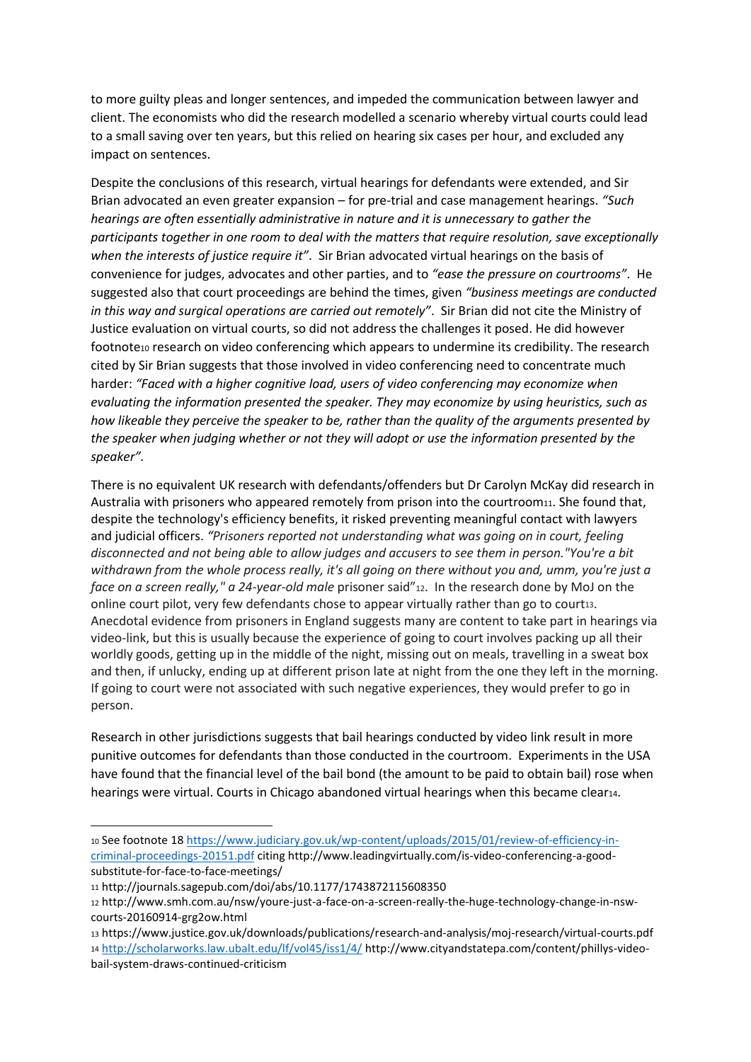to more guilty pleas and longer sentences, and impeded the communication between lawyer and client. The economists who did the research modelled a scenario whereby virtual courts could lead to a small saving over ten years, but this relied on hearing six cases per hour, and excluded any impact on sentences.

Despite the conclusions of this research, virtual hearings for defendants were extended, and Sir Brian advocated an even greater expansion – for pre-trial and case management hearings. *"Such hearings are often essentially administrative in nature and it is unnecessary to gather the participants together in one room to deal with the matters that require resolution, save exceptionally when the interests of justice require it"*. Sir Brian advocated virtual hearings on the basis of convenience for judges, advocates and other parties, and to *"ease the pressure on courtrooms"*. He suggested also that court proceedings are behind the times, given *"business meetings are conducted in this way and surgical operations are carried out remotely"*. Sir Brian did not cite the Ministry of Justice evaluation on virtual courts, so did not address the challenges it posed. He did however footnote[10] research on video conferencing which appears to undermine its credibility. The research cited by Sir Brian suggests that those involved in video conferencing need to concentrate much harder: *"Faced with a higher cognitive load, users of video conferencing may economize when evaluating the information presented the speaker. They may economize by using heuristics, such as how likeable they perceive the speaker to be, rather than the quality of the arguments presented by the speaker when judging whether or not they will adopt or use the information presented by the speaker".*

There is no equivalent UK research with defendants/offenders but Dr Carolyn McKay did research in Australia with prisoners who appeared remotely from prison into the courtroom[11]. She found that, despite the technology's efficiency benefits, it risked preventing meaningful contact with lawyers and judicial officers. *"Prisoners reported not understanding what was going on in court, feeling disconnected and not being able to allow judges and accusers to see them in person."You're a bit withdrawn from the whole process really, it's all going on there without you and, umm, you're just a face on a screen really," a 24-year-old male* prisoner said"[12]. In the research done by MoJ on the online court pilot, very few defendants chose to appear virtually rather than go to court[13]. Anecdotal evidence from prisoners in England suggests many are content to take part in hearings via video-link, but this is usually because the experience of going to court involves packing up all their worldly goods, getting up in the middle of the night, missing out on meals, travelling in a sweat box and then, if unlucky, ending up at different prison late at night from the one they left in the morning. If going to court were not associated with such negative experiences, they would prefer to go in person.

Research in other jurisdictions suggests that bail hearings conducted by video link result in more punitive outcomes for defendants than those conducted in the courtroom. Experiments in the USA have found that the financial level of the bail bond (the amount to be paid to obtain bail) rose when hearings were virtual. Courts in Chicago abandoned virtual hearings when this became clear[14].

---

[10] See footnote 18 https://www.judiciary.gov.uk/wp-content/uploads/2015/01/review-of-efficiency-in-criminal-proceedings-20151.pdf citing http://www.leadingvirtually.com/is-video-conferencing-a-good-substitute-for-face-to-face-meetings/

[11] http://journals.sagepub.com/doi/abs/10.1177/1743872115608350

[12] http://www.smh.com.au/nsw/youre-just-a-face-on-a-screen-really-the-huge-technology-change-in-nsw-courts-20160914-grg2ow.html

[13] https://www.justice.gov.uk/downloads/publications/research-and-analysis/moj-research/virtual-courts.pdf

[14] http://scholarworks.law.ubalt.edu/lf/vol45/iss1/4/ http://www.cityandstatepa.com/content/phillys-video-bail-system-draws-continued-criticism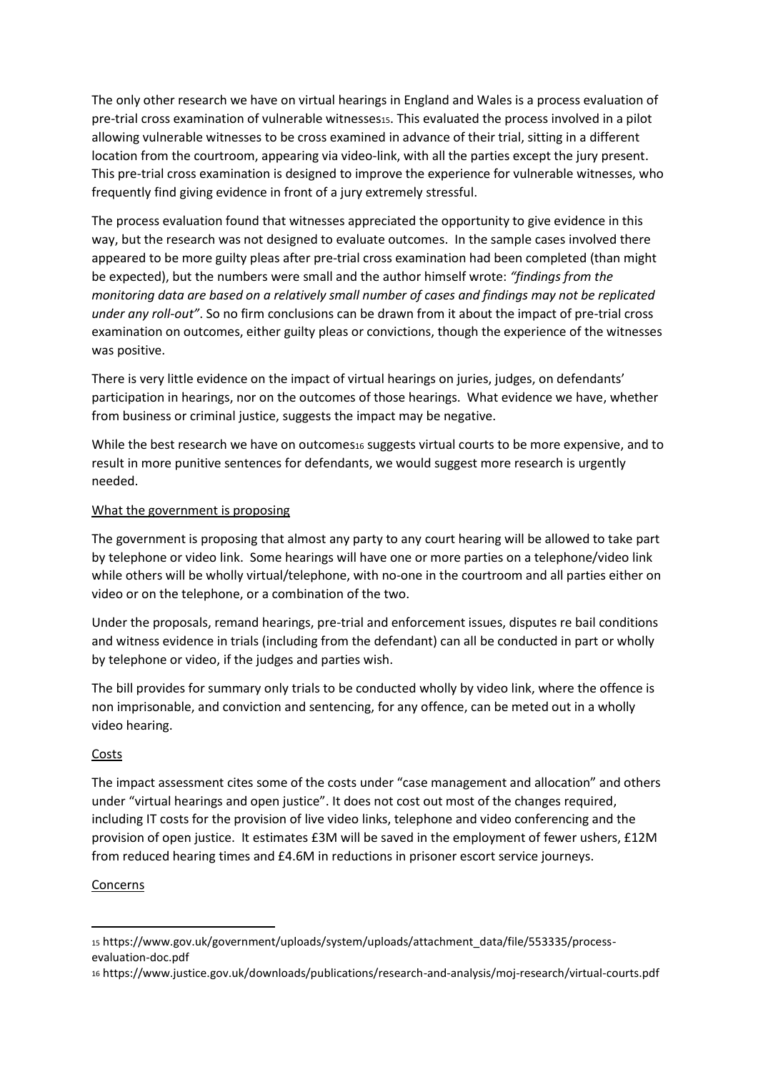The only other research we have on virtual hearings in England and Wales is a process evaluation of pre-trial cross examination of vulnerable witnesses[15]. This evaluated the process involved in a pilot allowing vulnerable witnesses to be cross examined in advance of their trial, sitting in a different location from the courtroom, appearing via video-link, with all the parties except the jury present. This pre-trial cross examination is designed to improve the experience for vulnerable witnesses, who frequently find giving evidence in front of a jury extremely stressful.

The process evaluation found that witnesses appreciated the opportunity to give evidence in this way, but the research was not designed to evaluate outcomes. In the sample cases involved there appeared to be more guilty pleas after pre-trial cross examination had been completed (than might be expected), but the numbers were small and the author himself wrote: *"findings from the monitoring data are based on a relatively small number of cases and findings may not be replicated under any roll-out"*. So no firm conclusions can be drawn from it about the impact of pre-trial cross examination on outcomes, either guilty pleas or convictions, though the experience of the witnesses was positive.

There is very little evidence on the impact of virtual hearings on juries, judges, on defendants' participation in hearings, nor on the outcomes of those hearings. What evidence we have, whether from business or criminal justice, suggests the impact may be negative.

While the best research we have on outcomes[16] suggests virtual courts to be more expensive, and to result in more punitive sentences for defendants, we would suggest more research is urgently needed.

<u>What the government is proposing</u>

The government is proposing that almost any party to any court hearing will be allowed to take part by telephone or video link. Some hearings will have one or more parties on a telephone/video link while others will be wholly virtual/telephone, with no-one in the courtroom and all parties either on video or on the telephone, or a combination of the two.

Under the proposals, remand hearings, pre-trial and enforcement issues, disputes re bail conditions and witness evidence in trials (including from the defendant) can all be conducted in part or wholly by telephone or video, if the judges and parties wish.

The bill provides for summary only trials to be conducted wholly by video link, where the offence is non imprisonable, and conviction and sentencing, for any offence, can be meted out in a wholly video hearing.

<u>Costs</u>

The impact assessment cites some of the costs under "case management and allocation" and others under "virtual hearings and open justice". It does not cost out most of the changes required, including IT costs for the provision of live video links, telephone and video conferencing and the provision of open justice. It estimates £3M will be saved in the employment of fewer ushers, £12M from reduced hearing times and £4.6M in reductions in prisoner escort service journeys.

<u>Concerns</u>

---

[15] https://www.gov.uk/government/uploads/system/uploads/attachment_data/file/553335/process-evaluation-doc.pdf

[16] https://www.justice.gov.uk/downloads/publications/research-and-analysis/moj-research/virtual-courts.pdf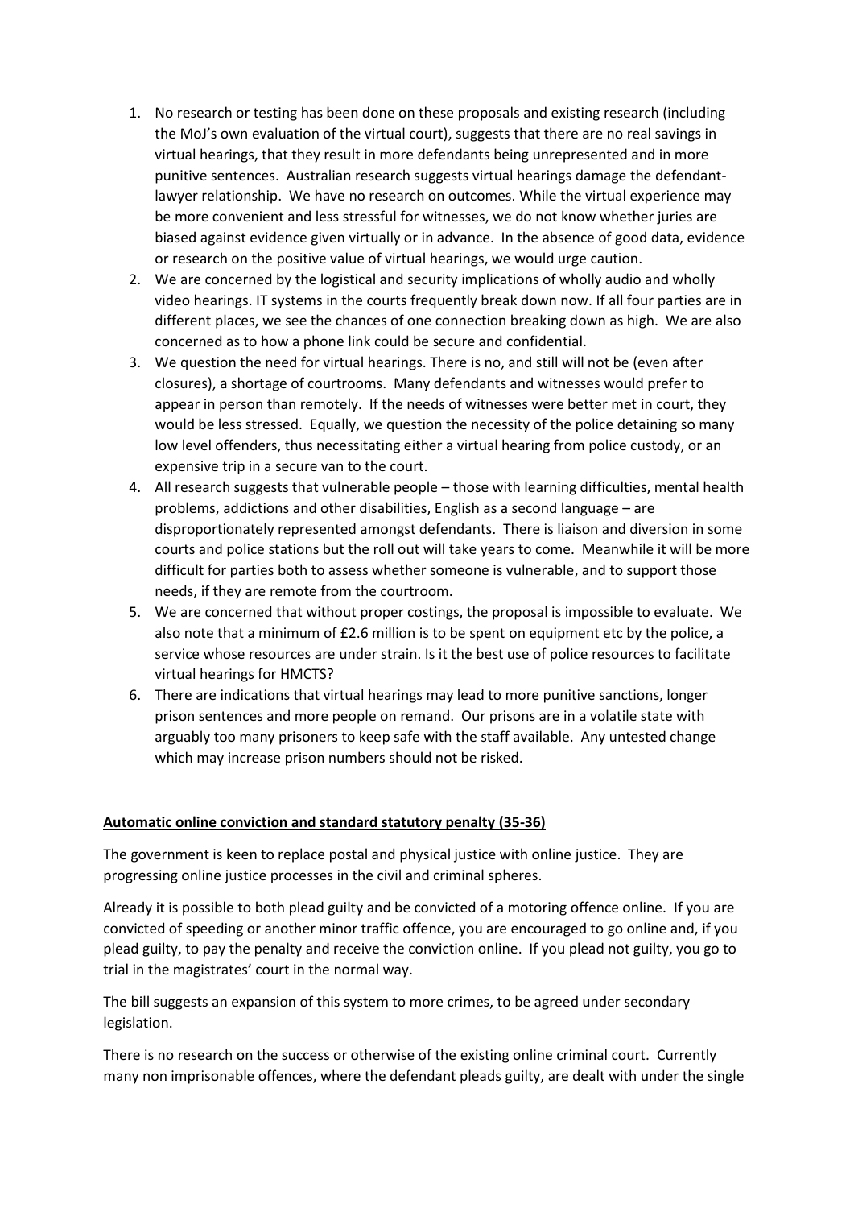1. No research or testing has been done on these proposals and existing research (including the MoJ's own evaluation of the virtual court), suggests that there are no real savings in virtual hearings, that they result in more defendants being unrepresented and in more punitive sentences. Australian research suggests virtual hearings damage the defendant-lawyer relationship. We have no research on outcomes. While the virtual experience may be more convenient and less stressful for witnesses, we do not know whether juries are biased against evidence given virtually or in advance. In the absence of good data, evidence or research on the positive value of virtual hearings, we would urge caution.
2. We are concerned by the logistical and security implications of wholly audio and wholly video hearings. IT systems in the courts frequently break down now. If all four parties are in different places, we see the chances of one connection breaking down as high. We are also concerned as to how a phone link could be secure and confidential.
3. We question the need for virtual hearings. There is no, and still will not be (even after closures), a shortage of courtrooms. Many defendants and witnesses would prefer to appear in person than remotely. If the needs of witnesses were better met in court, they would be less stressed. Equally, we question the necessity of the police detaining so many low level offenders, thus necessitating either a virtual hearing from police custody, or an expensive trip in a secure van to the court.
4. All research suggests that vulnerable people – those with learning difficulties, mental health problems, addictions and other disabilities, English as a second language – are disproportionately represented amongst defendants. There is liaison and diversion in some courts and police stations but the roll out will take years to come. Meanwhile it will be more difficult for parties both to assess whether someone is vulnerable, and to support those needs, if they are remote from the courtroom.
5. We are concerned that without proper costings, the proposal is impossible to evaluate. We also note that a minimum of £2.6 million is to be spent on equipment etc by the police, a service whose resources are under strain. Is it the best use of police resources to facilitate virtual hearings for HMCTS?
6. There are indications that virtual hearings may lead to more punitive sanctions, longer prison sentences and more people on remand. Our prisons are in a volatile state with arguably too many prisoners to keep safe with the staff available. Any untested change which may increase prison numbers should not be risked.

**Automatic online conviction and standard statutory penalty (35-36)**

The government is keen to replace postal and physical justice with online justice. They are progressing online justice processes in the civil and criminal spheres.

Already it is possible to both plead guilty and be convicted of a motoring offence online. If you are convicted of speeding or another minor traffic offence, you are encouraged to go online and, if you plead guilty, to pay the penalty and receive the conviction online. If you plead not guilty, you go to trial in the magistrates' court in the normal way.

The bill suggests an expansion of this system to more crimes, to be agreed under secondary legislation.

There is no research on the success or otherwise of the existing online criminal court. Currently many non imprisonable offences, where the defendant pleads guilty, are dealt with under the single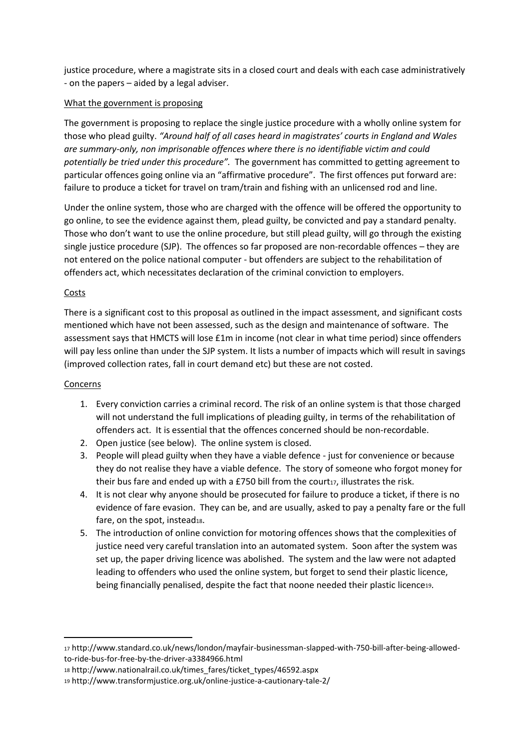justice procedure, where a magistrate sits in a closed court and deals with each case administratively - on the papers – aided by a legal adviser.

What the government is proposing

The government is proposing to replace the single justice procedure with a wholly online system for those who plead guilty. *"Around half of all cases heard in magistrates' courts in England and Wales are summary-only, non imprisonable offences where there is no identifiable victim and could potentially be tried under this procedure".* The government has committed to getting agreement to particular offences going online via an "affirmative procedure". The first offences put forward are: failure to produce a ticket for travel on tram/train and fishing with an unlicensed rod and line.

Under the online system, those who are charged with the offence will be offered the opportunity to go online, to see the evidence against them, plead guilty, be convicted and pay a standard penalty. Those who don't want to use the online procedure, but still plead guilty, will go through the existing single justice procedure (SJP). The offences so far proposed are non-recordable offences – they are not entered on the police national computer - but offenders are subject to the rehabilitation of offenders act, which necessitates declaration of the criminal conviction to employers.

Costs

There is a significant cost to this proposal as outlined in the impact assessment, and significant costs mentioned which have not been assessed, such as the design and maintenance of software. The assessment says that HMCTS will lose £1m in income (not clear in what time period) since offenders will pay less online than under the SJP system. It lists a number of impacts which will result in savings (improved collection rates, fall in court demand etc) but these are not costed.

Concerns

1. Every conviction carries a criminal record. The risk of an online system is that those charged will not understand the full implications of pleading guilty, in terms of the rehabilitation of offenders act. It is essential that the offences concerned should be non-recordable.
2. Open justice (see below). The online system is closed.
3. People will plead guilty when they have a viable defence - just for convenience or because they do not realise they have a viable defence. The story of someone who forgot money for their bus fare and ended up with a £750 bill from the court[17], illustrates the risk.
4. It is not clear why anyone should be prosecuted for failure to produce a ticket, if there is no evidence of fare evasion. They can be, and are usually, asked to pay a penalty fare or the full fare, on the spot, instead[18].
5. The introduction of online conviction for motoring offences shows that the complexities of justice need very careful translation into an automated system. Soon after the system was set up, the paper driving licence was abolished. The system and the law were not adapted leading to offenders who used the online system, but forget to send their plastic licence, being financially penalised, despite the fact that noone needed their plastic licence[19].

[17] http://www.standard.co.uk/news/london/mayfair-businessman-slapped-with-750-bill-after-being-allowed-to-ride-bus-for-free-by-the-driver-a3384966.html

[18] http://www.nationalrail.co.uk/times_fares/ticket_types/46592.aspx

[19] http://www.transformjustice.org.uk/online-justice-a-cautionary-tale-2/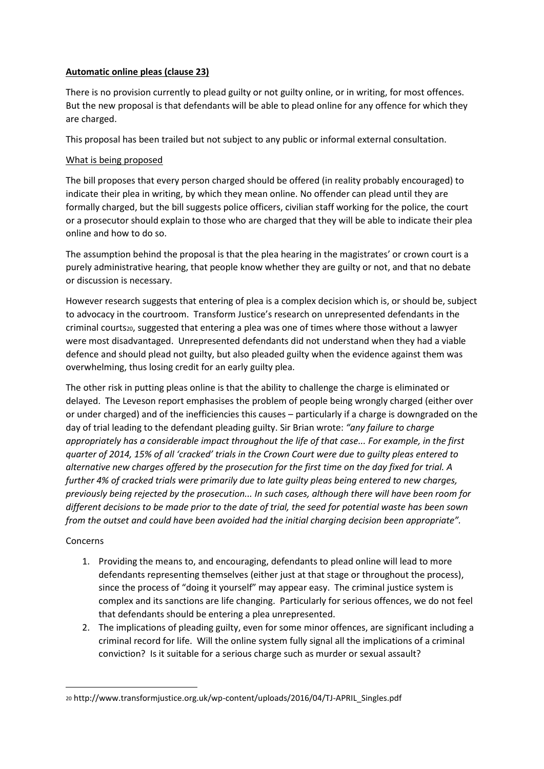**Automatic online pleas (clause 23)**

There is no provision currently to plead guilty or not guilty online, or in writing, for most offences. But the new proposal is that defendants will be able to plead online for any offence for which they are charged.

This proposal has been trailed but not subject to any public or informal external consultation.

What is being proposed

The bill proposes that every person charged should be offered (in reality probably encouraged) to indicate their plea in writing, by which they mean online. No offender can plead until they are formally charged, but the bill suggests police officers, civilian staff working for the police, the court or a prosecutor should explain to those who are charged that they will be able to indicate their plea online and how to do so.

The assumption behind the proposal is that the plea hearing in the magistrates' or crown court is a purely administrative hearing, that people know whether they are guilty or not, and that no debate or discussion is necessary.

However research suggests that entering of plea is a complex decision which is, or should be, subject to advocacy in the courtroom. Transform Justice's research on unrepresented defendants in the criminal courts[20], suggested that entering a plea was one of times where those without a lawyer were most disadvantaged. Unrepresented defendants did not understand when they had a viable defence and should plead not guilty, but also pleaded guilty when the evidence against them was overwhelming, thus losing credit for an early guilty plea.

The other risk in putting pleas online is that the ability to challenge the charge is eliminated or delayed. The Leveson report emphasises the problem of people being wrongly charged (either over or under charged) and of the inefficiencies this causes – particularly if a charge is downgraded on the day of trial leading to the defendant pleading guilty. Sir Brian wrote: *"any failure to charge appropriately has a considerable impact throughout the life of that case... For example, in the first quarter of 2014, 15% of all 'cracked' trials in the Crown Court were due to guilty pleas entered to alternative new charges offered by the prosecution for the first time on the day fixed for trial. A further 4% of cracked trials were primarily due to late guilty pleas being entered to new charges, previously being rejected by the prosecution... In such cases, although there will have been room for different decisions to be made prior to the date of trial, the seed for potential waste has been sown from the outset and could have been avoided had the initial charging decision been appropriate".*

Concerns

1. Providing the means to, and encouraging, defendants to plead online will lead to more defendants representing themselves (either just at that stage or throughout the process), since the process of "doing it yourself" may appear easy. The criminal justice system is complex and its sanctions are life changing. Particularly for serious offences, we do not feel that defendants should be entering a plea unrepresented.
2. The implications of pleading guilty, even for some minor offences, are significant including a criminal record for life. Will the online system fully signal all the implications of a criminal conviction? Is it suitable for a serious charge such as murder or sexual assault?

[20] http://www.transformjustice.org.uk/wp-content/uploads/2016/04/TJ-APRIL_Singles.pdf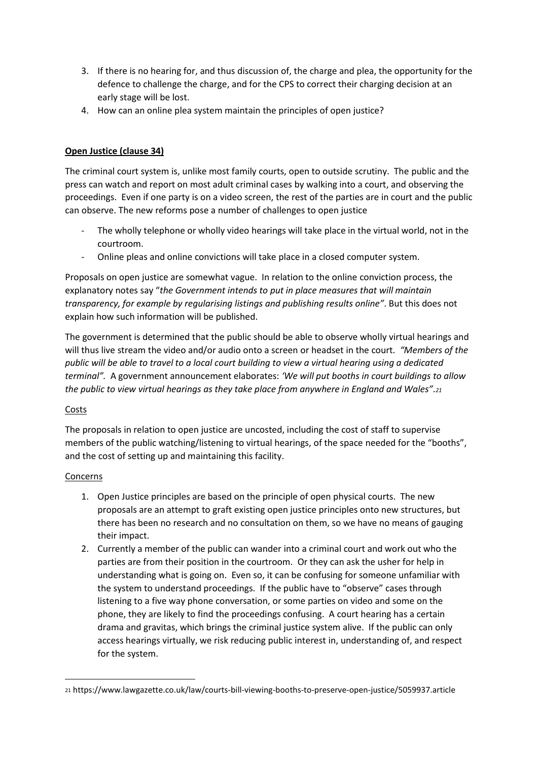3. If there is no hearing for, and thus discussion of, the charge and plea, the opportunity for the defence to challenge the charge, and for the CPS to correct their charging decision at an early stage will be lost.
4. How can an online plea system maintain the principles of open justice?

**Open Justice (clause 34)**

The criminal court system is, unlike most family courts, open to outside scrutiny. The public and the press can watch and report on most adult criminal cases by walking into a court, and observing the proceedings. Even if one party is on a video screen, the rest of the parties are in court and the public can observe. The new reforms pose a number of challenges to open justice

- The wholly telephone or wholly video hearings will take place in the virtual world, not in the courtroom.
- Online pleas and online convictions will take place in a closed computer system.

Proposals on open justice are somewhat vague. In relation to the online conviction process, the explanatory notes say "*the Government intends to put in place measures that will maintain transparency, for example by regularising listings and publishing results online"*. But this does not explain how such information will be published.

The government is determined that the public should be able to observe wholly virtual hearings and will thus live stream the video and/or audio onto a screen or headset in the court. *"Members of the public will be able to travel to a local court building to view a virtual hearing using a dedicated terminal"*. A government announcement elaborates: *'We will put booths in court buildings to allow the public to view virtual hearings as they take place from anywhere in England and Wales".*[21]

Costs

The proposals in relation to open justice are uncosted, including the cost of staff to supervise members of the public watching/listening to virtual hearings, of the space needed for the "booths", and the cost of setting up and maintaining this facility.

Concerns

1. Open Justice principles are based on the principle of open physical courts. The new proposals are an attempt to graft existing open justice principles onto new structures, but there has been no research and no consultation on them, so we have no means of gauging their impact.
2. Currently a member of the public can wander into a criminal court and work out who the parties are from their position in the courtroom. Or they can ask the usher for help in understanding what is going on. Even so, it can be confusing for someone unfamiliar with the system to understand proceedings. If the public have to "observe" cases through listening to a five way phone conversation, or some parties on video and some on the phone, they are likely to find the proceedings confusing. A court hearing has a certain drama and gravitas, which brings the criminal justice system alive. If the public can only access hearings virtually, we risk reducing public interest in, understanding of, and respect for the system.

---

[21] https://www.lawgazette.co.uk/law/courts-bill-viewing-booths-to-preserve-open-justice/5059937.article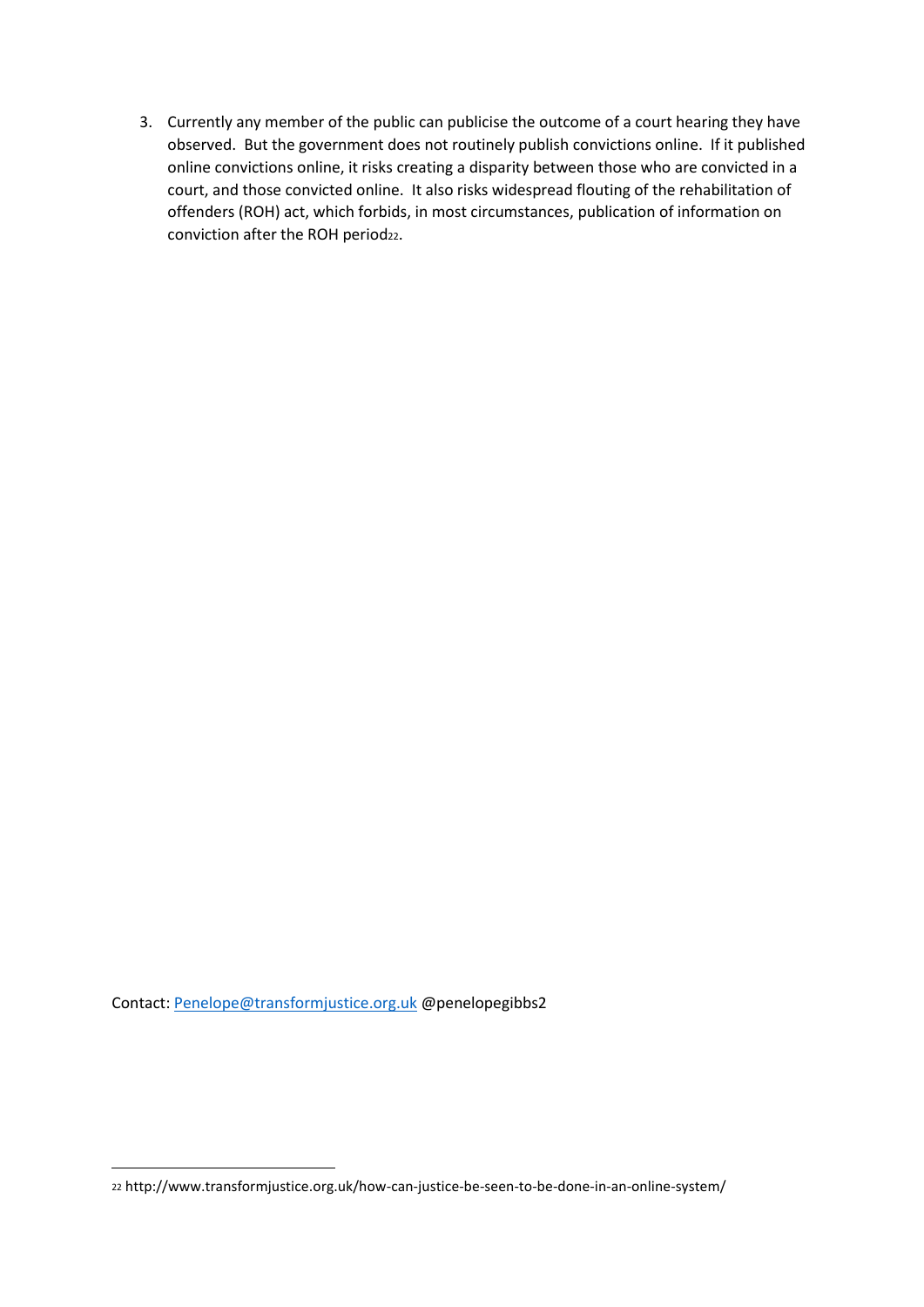3. Currently any member of the public can publicise the outcome of a court hearing they have observed. But the government does not routinely publish convictions online. If it published online convictions online, it risks creating a disparity between those who are convicted in a court, and those convicted online. It also risks widespread flouting of the rehabilitation of offenders (ROH) act, which forbids, in most circumstances, publication of information on conviction after the ROH period[22].

Contact: Penelope@transformjustice.org.uk @penelopegibbs2

[22] http://www.transformjustice.org.uk/how-can-justice-be-seen-to-be-done-in-an-online-system/